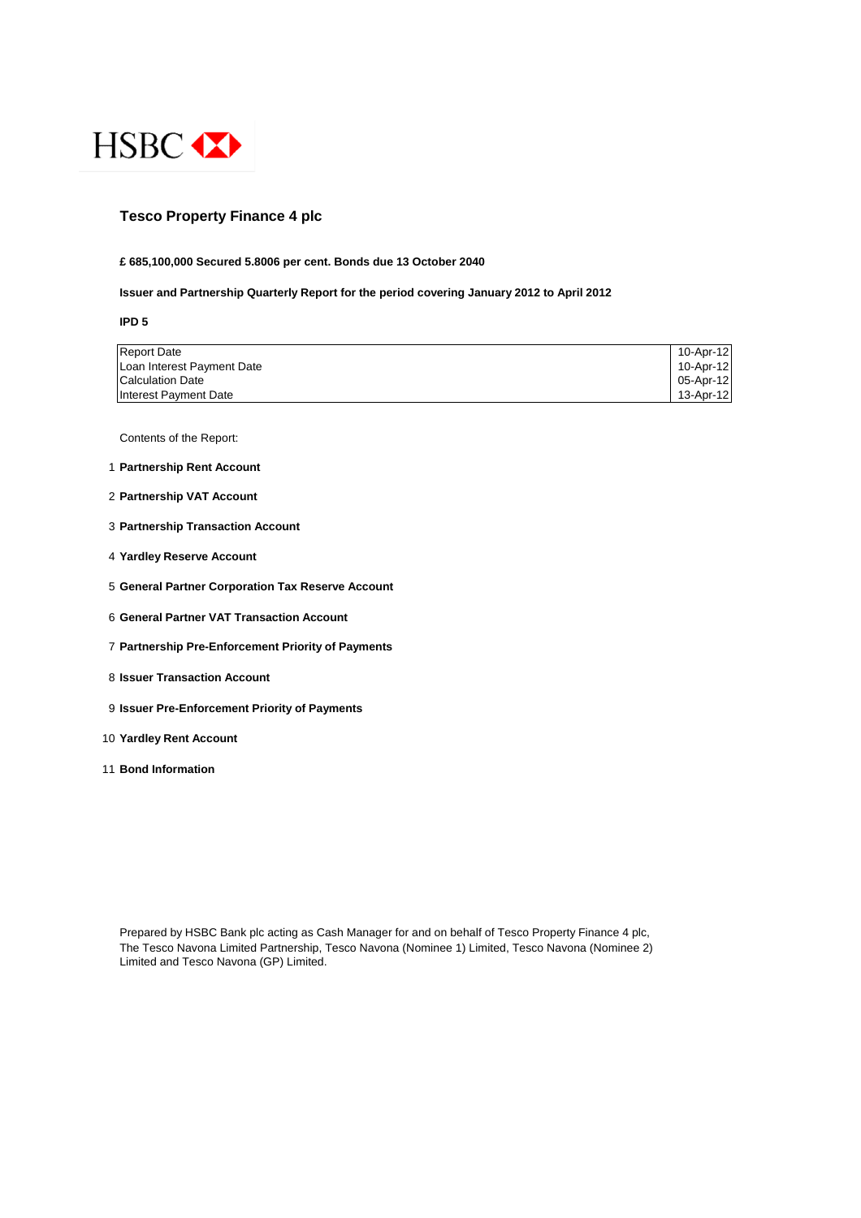HSBC

# Tesco Property Finance 4 plc

**£ 685,100,000 Secured 5.8006 per cent. Bonds due 13 October 2040**

**Issuer and Partnership Quarterly Report for the period covering January 2012 to April 2012**

**IPD 5**

| | |
|---|---|
| Report Date | 10-Apr-12 |
| Loan Interest Payment Date | 10-Apr-12 |
| Calculation Date | 05-Apr-12 |
| Interest Payment Date | 13-Apr-12 |

Contents of the Report:

1. **Partnership Rent Account**
2. **Partnership VAT Account**
3. **Partnership Transaction Account**
4. **Yardley Reserve Account**
5. **General Partner Corporation Tax Reserve Account**
6. **General Partner VAT Transaction Account**
7. **Partnership Pre-Enforcement Priority of Payments**
8. **Issuer Transaction Account**
9. **Issuer Pre-Enforcement Priority of Payments**
10. **Yardley Rent Account**
11. **Bond Information**

Prepared by HSBC Bank plc acting as Cash Manager for and on behalf of Tesco Property Finance 4 plc, The Tesco Navona Limited Partnership, Tesco Navona (Nominee 1) Limited, Tesco Navona (Nominee 2) Limited and Tesco Navona (GP) Limited.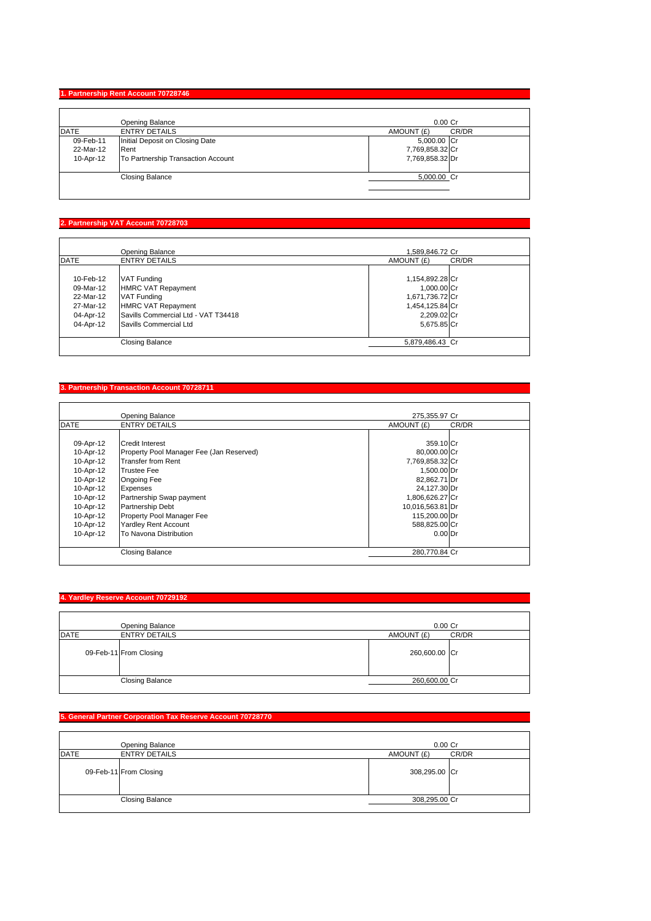## 1. Partnership Rent Account 70728746

| DATE | ENTRY DETAILS | AMOUNT (£) | CR/DR |
|---|---|---|---|
| | Opening Balance | 0.00 | Cr |
| 09-Feb-11 | Initial Deposit on Closing Date | 5,000.00 | Cr |
| 22-Mar-12 | Rent | 7,769,858.32 | Cr |
| 10-Apr-12 | To Partnership Transaction Account | 7,769,858.32 | Dr |
| | Closing Balance | 5,000.00 | Cr |

## 2. Partnership VAT Account 70728703

| DATE | ENTRY DETAILS | AMOUNT (£) | CR/DR |
|---|---|---|---|
| | Opening Balance | 1,589,846.72 | Cr |
| 10-Feb-12 | VAT Funding | 1,154,892.28 | Cr |
| 09-Mar-12 | HMRC VAT Repayment | 1,000.00 | Cr |
| 22-Mar-12 | VAT Funding | 1,671,736.72 | Cr |
| 27-Mar-12 | HMRC VAT Repayment | 1,454,125.84 | Cr |
| 04-Apr-12 | Savills Commercial Ltd - VAT T34418 | 2,209.02 | Cr |
| 04-Apr-12 | Savills Commercial Ltd | 5,675.85 | Cr |
| | Closing Balance | 5,879,486.43 | Cr |

## 3. Partnership Transaction Account 70728711

| DATE | ENTRY DETAILS | AMOUNT (£) | CR/DR |
|---|---|---|---|
| | Opening Balance | 275,355.97 | Cr |
| 09-Apr-12 | Credit Interest | 359.10 | Cr |
| 10-Apr-12 | Property Pool Manager Fee (Jan Reserved) | 80,000.00 | Cr |
| 10-Apr-12 | Transfer from Rent | 7,769,858.32 | Cr |
| 10-Apr-12 | Trustee Fee | 1,500.00 | Dr |
| 10-Apr-12 | Ongoing Fee | 82,862.71 | Dr |
| 10-Apr-12 | Expenses | 24,127.30 | Dr |
| 10-Apr-12 | Partnership Swap payment | 1,806,626.27 | Cr |
| 10-Apr-12 | Partnership Debt | 10,016,563.81 | Dr |
| 10-Apr-12 | Property Pool Manager Fee | 115,200.00 | Dr |
| 10-Apr-12 | Yardley Rent Account | 588,825.00 | Cr |
| 10-Apr-12 | To Navona Distribution | 0.00 | Dr |
| | Closing Balance | 280,770.84 | Cr |

## 4. Yardley Reserve Account 70729192

| DATE | ENTRY DETAILS | AMOUNT (£) | CR/DR |
|---|---|---|---|
| | Opening Balance | 0.00 | Cr |
| 09-Feb-11 | From Closing | 260,600.00 | Cr |
| | Closing Balance | 260,600.00 | Cr |

## 5. General Partner Corporation Tax Reserve Account 70728770

| DATE | ENTRY DETAILS | AMOUNT (£) | CR/DR |
|---|---|---|---|
| | Opening Balance | 0.00 | Cr |
| 09-Feb-11 | From Closing | 308,295.00 | Cr |
| | Closing Balance | 308,295.00 | Cr |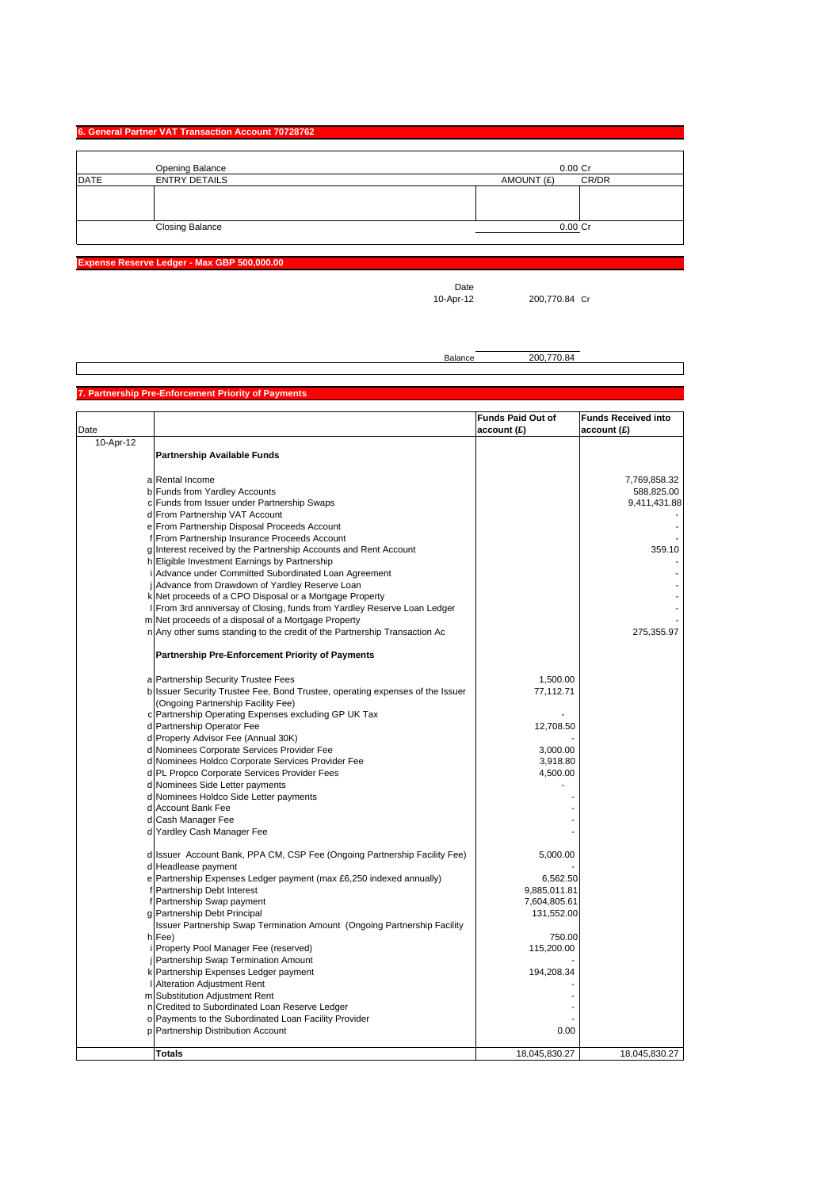## 6. General Partner VAT Transaction Account 70728762

| DATE | ENTRY DETAILS | AMOUNT (£) | CR/DR |
|---|---|---|---|
| | Opening Balance | 0.00 | Cr |
| | | | |
| | Closing Balance | 0.00 | Cr |

## Expense Reserve Ledger - Max GBP 500,000.00

| Date | | |
|---|---|---|
| 10-Apr-12 | 200,770.84 | Cr |
| Balance | 200,770.84 | |

## 7. Partnership Pre-Enforcement Priority of Payments

| Date | | | Funds Paid Out of account (£) | Funds Received into account (£) |
|---|---|---|---|---|
| 10-Apr-12 | | **Partnership Available Funds** | | |
| | a | Rental Income | | 7,769,858.32 |
| | b | Funds from Yardley Accounts | | 588,825.00 |
| | c | Funds from Issuer under Partnership Swaps | | 9,411,431.88 |
| | d | From Partnership VAT Account | | - |
| | e | From Partnership Disposal Proceeds Account | | - |
| | f | From Partnership Insurance Proceeds Account | | - |
| | g | Interest received by the Partnership Accounts and Rent Account | | 359.10 |
| | h | Eligible Investment Earnings by Partnership | | - |
| | i | Advance under Committed Subordinated Loan Agreement | | - |
| | j | Advance from Drawdown of Yardley Reserve Loan | | - |
| | k | Net proceeds of a CPO Disposal or a Mortgage Property | | - |
| | l | From 3rd anniversay of Closing, funds from Yardley Reserve Loan Ledger | | - |
| | m | Net proceeds of a disposal of a Mortgage Property | | - |
| | n | Any other sums standing to the credit of the Partnership Transaction Ac | | 275,355.97 |
| | | **Partnership Pre-Enforcement Priority of Payments** | | |
| | a | Partnership Security Trustee Fees | 1,500.00 | |
| | b | Issuer Security Trustee Fee, Bond Trustee, operating expenses of the Issuer (Ongoing Partnership Facility Fee) | 77,112.71 | |
| | c | Partnership Operating Expenses excluding GP UK Tax | - | |
| | d | Partnership Operator Fee | 12,708.50 | |
| | d | Property Advisor Fee (Annual 30K) | - | |
| | d | Nominees Corporate Services Provider Fee | 3,000.00 | |
| | d | Nominees Holdco Corporate Services Provider Fee | 3,918.80 | |
| | d | PL Propco Corporate Services Provider Fees | 4,500.00 | |
| | d | Nominees Side Letter payments | - | |
| | d | Nominees Holdco Side Letter payments | - | |
| | d | Account Bank Fee | - | |
| | d | Cash Manager Fee | - | |
| | d | Yardley Cash Manager Fee | - | |
| | d | Issuer Account Bank, PPA CM, CSP Fee (Ongoing Partnership Facility Fee) | 5,000.00 | |
| | d | Headlease payment | - | |
| | e | Partnership Expenses Ledger payment (max £6,250 indexed annually) | 6,562.50 | |
| | f | Partnership Debt Interest | 9,885,011.81 | |
| | f | Partnership Swap payment | 7,604,805.61 | |
| | g | Partnership Debt Principal | 131,552.00 | |
| | h | Issuer Partnership Swap Termination Amount (Ongoing Partnership Facility Fee) | 750.00 | |
| | i | Property Pool Manager Fee (reserved) | 115,200.00 | |
| | j | Partnership Swap Termination Amount | - | |
| | k | Partnership Expenses Ledger payment | 194,208.34 | |
| | l | Alteration Adjustment Rent | - | |
| | m | Substitution Adjustment Rent | - | |
| | n | Credited to Subordinated Loan Reserve Ledger | - | |
| | o | Payments to the Subordinated Loan Facility Provider | - | |
| | p | Partnership Distribution Account | 0.00 | |
| | | **Totals** | 18,045,830.27 | 18,045,830.27 |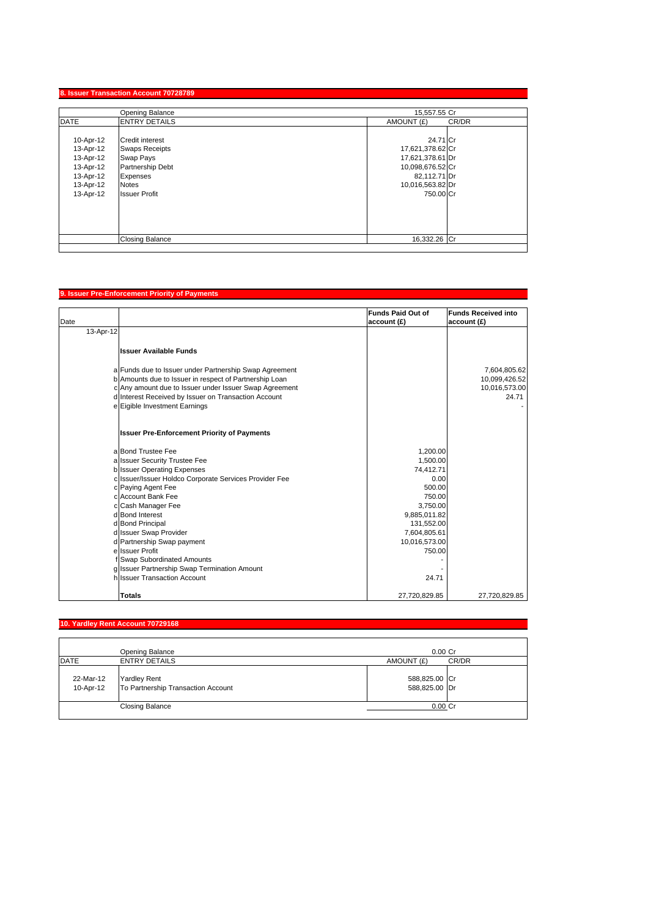## 8. Issuer Transaction Account 70728789

| DATE | ENTRY DETAILS | AMOUNT (£) | CR/DR |
|---|---|---|---|
| | Opening Balance | 15,557.55 | Cr |
| 10-Apr-12 | Credit interest | 24.71 | Cr |
| 13-Apr-12 | Swaps Receipts | 17,621,378.62 | Cr |
| 13-Apr-12 | Swap Pays | 17,621,378.61 | Dr |
| 13-Apr-12 | Partnership Debt | 10,098,676.52 | Cr |
| 13-Apr-12 | Expenses | 82,112.71 | Dr |
| 13-Apr-12 | Notes | 10,016,563.82 | Dr |
| 13-Apr-12 | Issuer Profit | 750.00 | Cr |
| | Closing Balance | 16,332.26 | Cr |

## 9. Issuer Pre-Enforcement Priority of Payments

| Date | | | Funds Paid Out of account (£) | Funds Received into account (£) |
|---|---|---|---|---|
| 13-Apr-12 | | | | |
| | | **Issuer Available Funds** | | |
| | a | Funds due to Issuer under Partnership Swap Agreement | | 7,604,805.62 |
| | b | Amounts due to Issuer in respect of Partnership Loan | | 10,099,426.52 |
| | c | Any amount due to Issuer under Issuer Swap Agreement | | 10,016,573.00 |
| | d | Interest Received by Issuer on Transaction Account | | 24.71 |
| | e | Eigible Investment Earnings | | - |
| | | **Issuer Pre-Enforcement Priority of Payments** | | |
| | a | Bond Trustee Fee | 1,200.00 | |
| | a | Issuer Security Trustee Fee | 1,500.00 | |
| | b | Issuer Operating Expenses | 74,412.71 | |
| | c | Issuer/Issuer Holdco Corporate Services Provider Fee | 0.00 | |
| | c | Paying Agent Fee | 500.00 | |
| | c | Account Bank Fee | 750.00 | |
| | c | Cash Manager Fee | 3,750.00 | |
| | d | Bond Interest | 9,885,011.82 | |
| | d | Bond Principal | 131,552.00 | |
| | d | Issuer Swap Provider | 7,604,805.61 | |
| | d | Partnership Swap payment | 10,016,573.00 | |
| | e | Issuer Profit | 750.00 | |
| | f | Swap Subordinated Amounts | - | |
| | g | Issuer Partnership Swap Termination Amount | - | |
| | h | Issuer Transaction Account | 24.71 | |
| | | **Totals** | 27,720,829.85 | 27,720,829.85 |

## 10. Yardley Rent Account 70729168

| DATE | ENTRY DETAILS | AMOUNT (£) | CR/DR |
|---|---|---|---|
| | Opening Balance | 0.00 | Cr |
| 22-Mar-12 | Yardley Rent | 588,825.00 | Cr |
| 10-Apr-12 | To Partnership Transaction Account | 588,825.00 | Dr |
| | Closing Balance | 0.00 | Cr |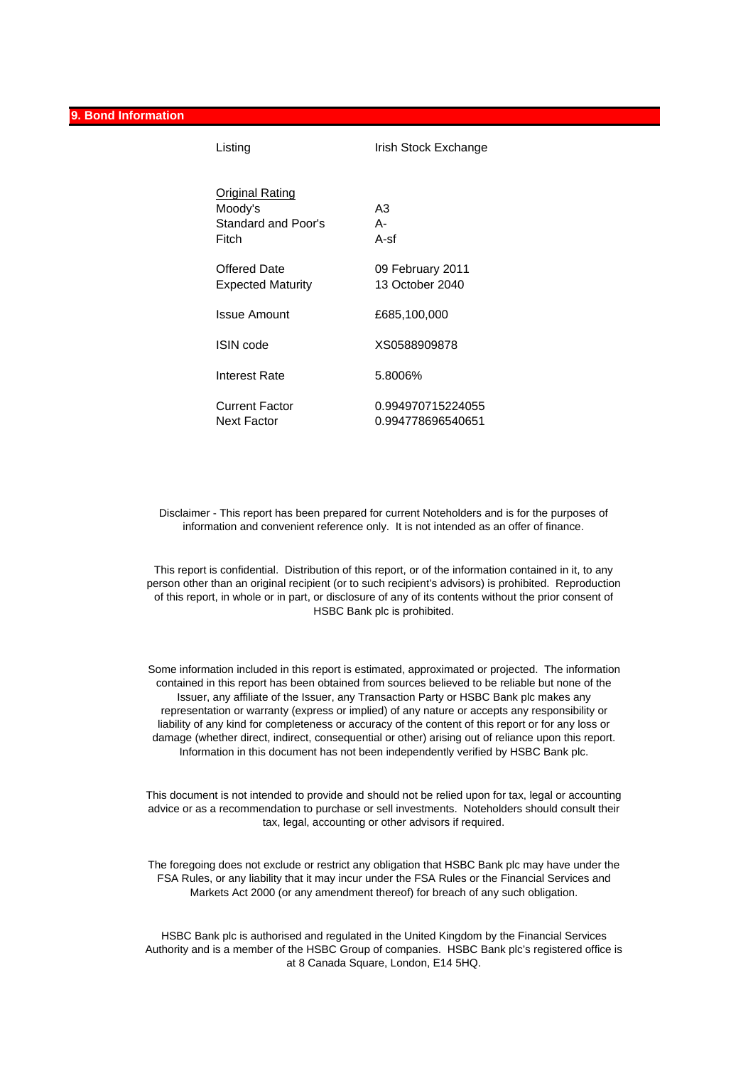## 9. Bond Information

| | |
|---|---|
| Listing | Irish Stock Exchange |
| Original Rating | |
| Moody's | A3 |
| Standard and Poor's | A- |
| Fitch | A-sf |
| Offered Date | 09 February 2011 |
| Expected Maturity | 13 October 2040 |
| Issue Amount | £685,100,000 |
| ISIN code | XS0588909878 |
| Interest Rate | 5.8006% |
| Current Factor | 0.994970715224055 |
| Next Factor | 0.994778696540651 |

Disclaimer - This report has been prepared for current Noteholders and is for the purposes of information and convenient reference only. It is not intended as an offer of finance.

This report is confidential. Distribution of this report, or of the information contained in it, to any person other than an original recipient (or to such recipient's advisors) is prohibited. Reproduction of this report, in whole or in part, or disclosure of any of its contents without the prior consent of HSBC Bank plc is prohibited.

Some information included in this report is estimated, approximated or projected. The information contained in this report has been obtained from sources believed to be reliable but none of the Issuer, any affiliate of the Issuer, any Transaction Party or HSBC Bank plc makes any representation or warranty (express or implied) of any nature or accepts any responsibility or liability of any kind for completeness or accuracy of the content of this report or for any loss or damage (whether direct, indirect, consequential or other) arising out of reliance upon this report. Information in this document has not been independently verified by HSBC Bank plc.

This document is not intended to provide and should not be relied upon for tax, legal or accounting advice or as a recommendation to purchase or sell investments. Noteholders should consult their tax, legal, accounting or other advisors if required.

The foregoing does not exclude or restrict any obligation that HSBC Bank plc may have under the FSA Rules, or any liability that it may incur under the FSA Rules or the Financial Services and Markets Act 2000 (or any amendment thereof) for breach of any such obligation.

HSBC Bank plc is authorised and regulated in the United Kingdom by the Financial Services Authority and is a member of the HSBC Group of companies. HSBC Bank plc's registered office is at 8 Canada Square, London, E14 5HQ.